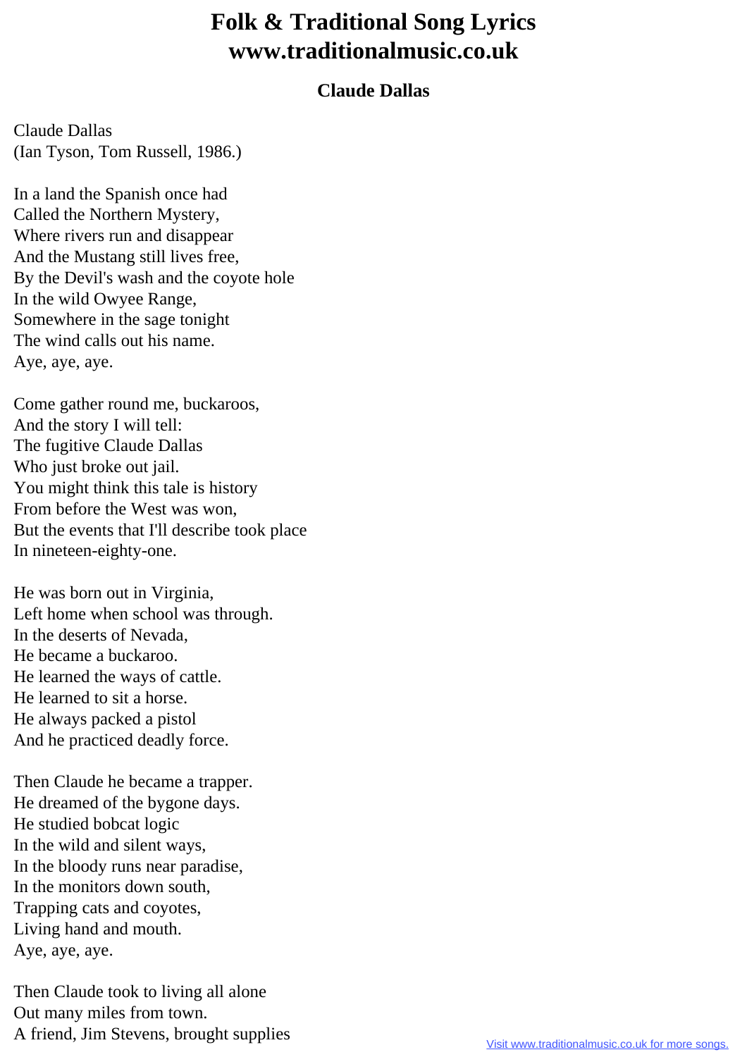# Folk & Traditional Song Lyrics www.traditionalmusic.co.uk

## Claude Dallas

Claude Dallas
(Ian Tyson, Tom Russell, 1986.)

In a land the Spanish once had
Called the Northern Mystery,
Where rivers run and disappear
And the Mustang still lives free,
By the Devil's wash and the coyote hole
In the wild Owyee Range,
Somewhere in the sage tonight
The wind calls out his name.
Aye, aye, aye.

Come gather round me, buckaroos,
And the story I will tell:
The fugitive Claude Dallas
Who just broke out jail.
You might think this tale is history
From before the West was won,
But the events that I'll describe took place
In nineteen-eighty-one.

He was born out in Virginia,
Left home when school was through.
In the deserts of Nevada,
He became a buckaroo.
He learned the ways of cattle.
He learned to sit a horse.
He always packed a pistol
And he practiced deadly force.

Then Claude he became a trapper.
He dreamed of the bygone days.
He studied bobcat logic
In the wild and silent ways,
In the bloody runs near paradise,
In the monitors down south,
Trapping cats and coyotes,
Living hand and mouth.
Aye, aye, aye.

Then Claude took to living all alone
Out many miles from town.
A friend, Jim Stevens, brought supplies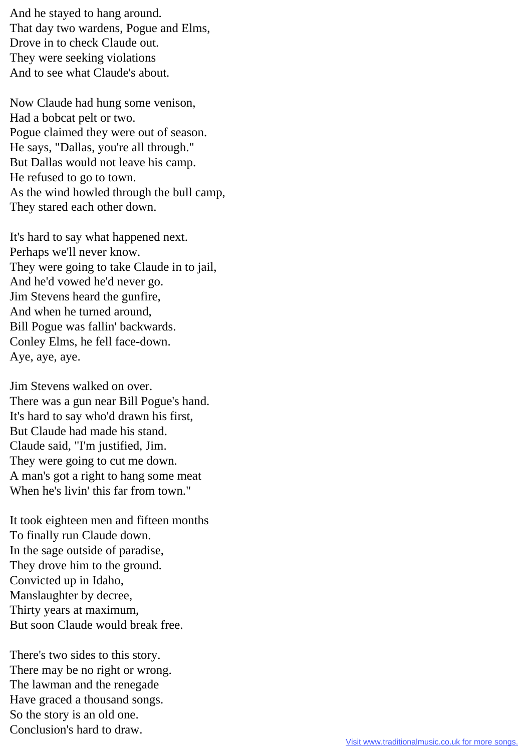And he stayed to hang around.
That day two wardens, Pogue and Elms,
Drove in to check Claude out.
They were seeking violations
And to see what Claude's about.

Now Claude had hung some venison,
Had a bobcat pelt or two.
Pogue claimed they were out of season.
He says, "Dallas, you're all through."
But Dallas would not leave his camp.
He refused to go to town.
As the wind howled through the bull camp,
They stared each other down.

It's hard to say what happened next.
Perhaps we'll never know.
They were going to take Claude in to jail,
And he'd vowed he'd never go.
Jim Stevens heard the gunfire,
And when he turned around,
Bill Pogue was fallin' backwards.
Conley Elms, he fell face-down.
Aye, aye, aye.

Jim Stevens walked on over.
There was a gun near Bill Pogue's hand.
It's hard to say who'd drawn his first,
But Claude had made his stand.
Claude said, "I'm justified, Jim.
They were going to cut me down.
A man's got a right to hang some meat
When he's livin' this far from town."

It took eighteen men and fifteen months
To finally run Claude down.
In the sage outside of paradise,
They drove him to the ground.
Convicted up in Idaho,
Manslaughter by decree,
Thirty years at maximum,
But soon Claude would break free.

There's two sides to this story.
There may be no right or wrong.
The lawman and the renegade
Have graced a thousand songs.
So the story is an old one.
Conclusion's hard to draw.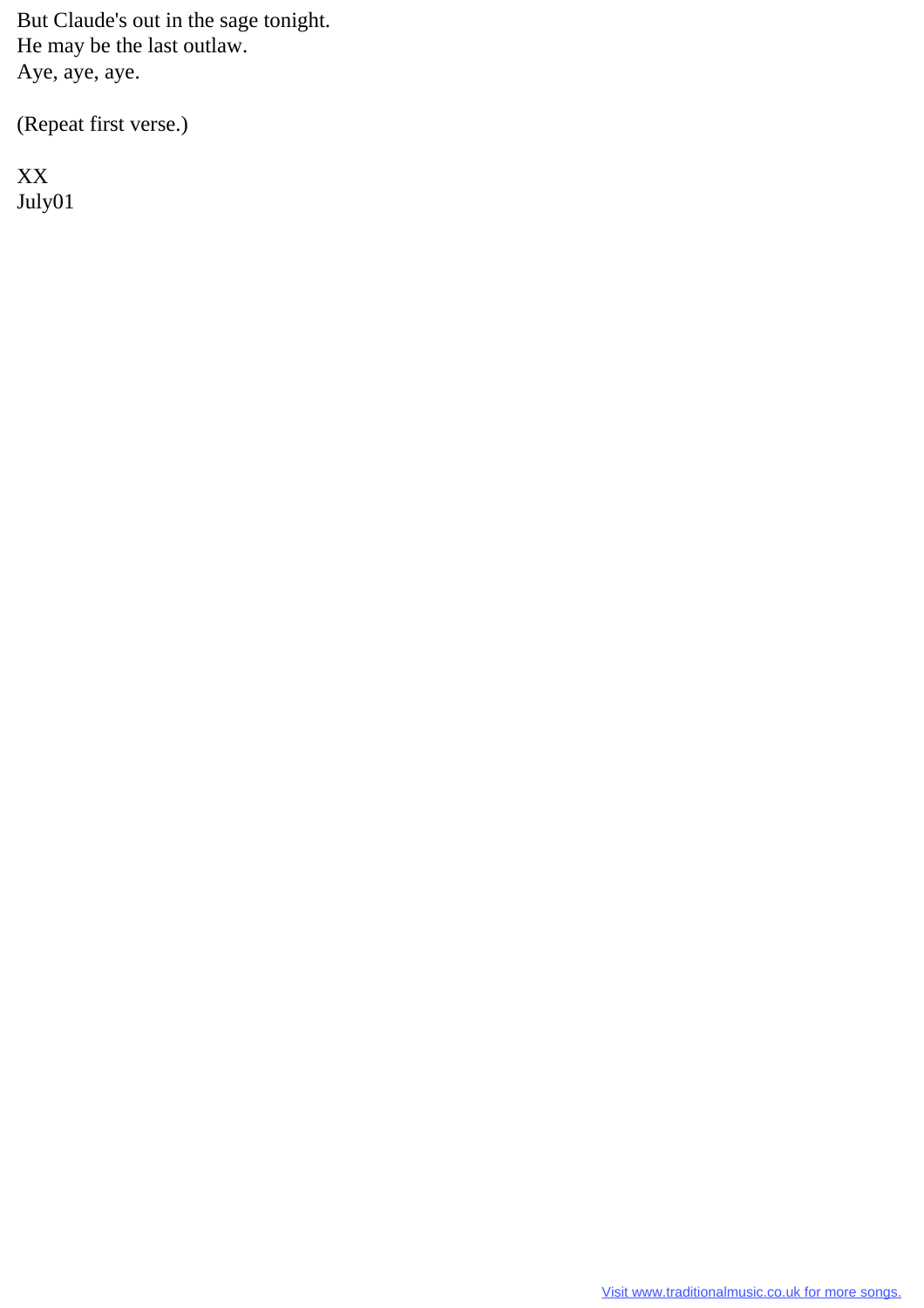But Claude's out in the sage tonight.
He may be the last outlaw.
Aye, aye, aye.

(Repeat first verse.)

XX
July01